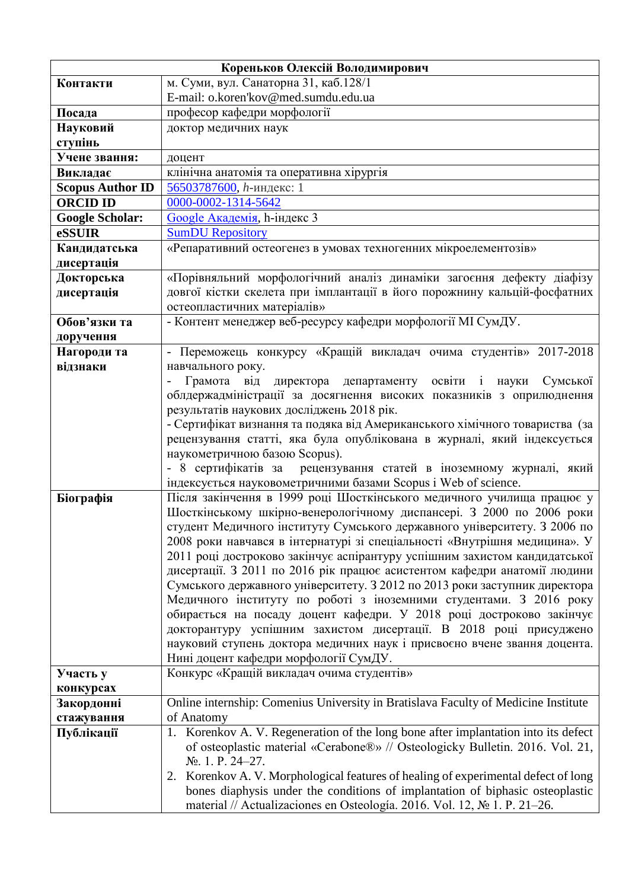| **Кореньков Олексій Володимирович** | |
|---|---|
| **Контакти** | м. Суми, вул. Санаторна 31, каб.128/1<br>E-mail: o.koren'kov@med.sumdu.edu.ua |
| **Посада** | професор кафедри морфології |
| **Науковий ступінь** | доктор медичних наук |
| **Учене звання:** | доцент |
| **Викладає** | клінічна анатомія та оперативна хірургія |
| **Scopus Author ID** | 56503787600, *h*-индекс: 1 |
| **ORCID ID** | 0000-0002-1314-5642 |
| **Google Scholar:** | Google Академія, h-індекс 3 |
| **eSSUIR** | SumDU Repository |
| **Кандидатська дисертація** | «Репаративний остеогенез в умовах техногенних мікроелементозів» |
| **Докторська дисертація** | «Порівняльний морфологічний аналіз динаміки загоєння дефекту діафізу довгої кістки скелета при імплантації в його порожнину кальцій-фосфатних остеопластичних матеріалів» |
| **Обов'язки та доручення** | - Контент менеджер веб-ресурсу кафедри морфології МІ СумДУ. |
| **Нагороди та відзнаки** | - Переможець конкурсу «Кращій викладач очима студентів» 2017-2018 навчального року.<br>- Грамота від директора департаменту освіти і науки Сумської облдержадміністрації за досягнення високих показників з оприлюднення результатів наукових досліджень 2018 рік.<br>- Сертифікат визнання та подяка від Американського хімічного товариства (за рецензування статті, яка була опублікована в журналі, який індексується наукометричною базою Scopus).<br>- 8 сертифікатів за рецензування статей в іноземному журналі, який індексується науковометричними базами Scopus і Web of science. |
| **Біографія** | Після закінчення в 1999 році Шосткінського медичного училища працює у Шосткінському шкірно-венерологічному диспансері. З 2000 по 2006 роки студент Медичного інституту Сумського державного університету. З 2006 по 2008 роки навчався в інтернатурі зі спеціальності «Внутрішня медицина». У 2011 році достроково закінчує аспірантуру успішним захистом кандидатської дисертації. З 2011 по 2016 рік працює асистентом кафедри анатомії людини Сумського державного університету. З 2012 по 2013 роки заступник директора Медичного інституту по роботі з іноземними студентами. З 2016 року обирається на посаду доцент кафедри. У 2018 році достроково закінчує докторантуру успішним захистом дисертації. В 2018 році присуджено науковий ступень доктора медичних наук і присвоєно вчене звання доцента. Нині доцент кафедри морфології СумДУ. |
| **Участь у конкурсах** | Конкурс «Кращій викладач очима студентів» |
| **Закордонні стажування** | Online internship: Comenius University in Bratislava Faculty of Medicine Institute of Anatomy |
| **Публікації** | 1. Korenkov A. V. Regeneration of the long bone after implantation into its defect of osteoplastic material «Cerabone®» // Osteologicky Bulletin. 2016. Vol. 21, №. 1. P. 24–27.<br>2. Korenkov A. V. Morphological features of healing of experimental defect of long bones diaphysis under the conditions of implantation of biphasic osteoplastic material // Actualizaciones en Osteología. 2016. Vol. 12, № 1. P. 21–26. |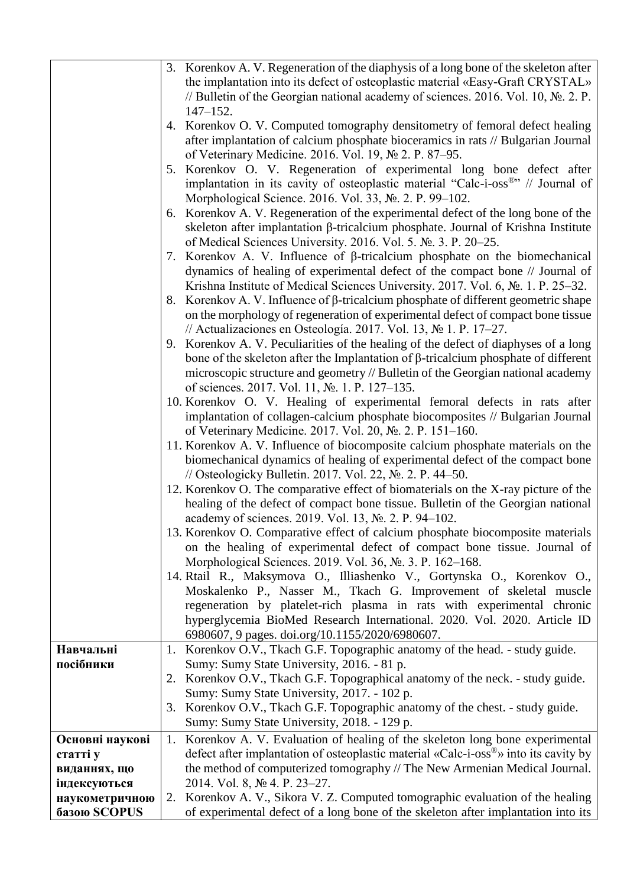| | |
|---|---|
| | 3. Korenkov A. V. Regeneration of the diaphysis of a long bone of the skeleton after the implantation into its defect of osteoplastic material «Easy-Graft CRYSTAL» // Bulletin of the Georgian national academy of sciences. 2016. Vol. 10, №. 2. P. 147–152.<br>4. Korenkov O. V. Computed tomography densitometry of femoral defect healing after implantation of calcium phosphate bioceramics in rats // Bulgarian Journal of Veterinary Medicine. 2016. Vol. 19, № 2. P. 87–95.<br>5. Korenkov O. V. Regeneration of experimental long bone defect after implantation in its cavity of osteoplastic material "Calc-i-oss®" // Journal of Morphological Science. 2016. Vol. 33, №. 2. P. 99–102.<br>6. Korenkov A. V. Regeneration of the experimental defect of the long bone of the skeleton after implantation β-tricalcium phosphate. Journal of Krishna Institute of Medical Sciences University. 2016. Vol. 5. №. 3. P. 20–25.<br>7. Korenkov A. V. Influence of β-tricalcium phosphate on the biomechanical dynamics of healing of experimental defect of the compact bone // Journal of Krishna Institute of Medical Sciences University. 2017. Vol. 6, №. 1. P. 25–32.<br>8. Korenkov A. V. Influence of β-tricalcium phosphate of different geometric shape on the morphology of regeneration of experimental defect of compact bone tissue // Actualizaciones en Osteología. 2017. Vol. 13, № 1. P. 17–27.<br>9. Korenkov A. V. Peculiarities of the healing of the defect of diaphyses of a long bone of the skeleton after the Implantation of β-tricalcium phosphate of different microscopic structure and geometry // Bulletin of the Georgian national academy of sciences. 2017. Vol. 11, №. 1. P. 127–135.<br>10. Korenkov O. V. Healing of experimental femoral defects in rats after implantation of collagen-calcium phosphate biocomposites // Bulgarian Journal of Veterinary Medicine. 2017. Vol. 20, №. 2. P. 151–160.<br>11. Korenkov A. V. Influence of biocomposite calcium phosphate materials on the biomechanical dynamics of healing of experimental defect of the compact bone // Osteologicky Bulletin. 2017. Vol. 22, №. 2. P. 44–50.<br>12. Korenkov O. The comparative effect of biomaterials on the X-ray picture of the healing of the defect of compact bone tissue. Bulletin of the Georgian national academy of sciences. 2019. Vol. 13, №. 2. P. 94–102.<br>13. Korenkov O. Comparative effect of calcium phosphate biocomposite materials on the healing of experimental defect of compact bone tissue. Journal of Morphological Sciences. 2019. Vol. 36, №. 3. P. 162–168.<br>14. Rtail R., Maksymova O., Illiashenko V., Gortynska O., Korenkov O., Moskalenko P., Nasser M., Tkach G. Improvement of skeletal muscle regeneration by platelet-rich plasma in rats with experimental chronic hyperglycemia BioMed Research International. 2020. Vol. 2020. Article ID 6980607, 9 pages. doi.org/10.1155/2020/6980607. |
| **Навчальні посібники** | 1. Korenkov O.V., Tkach G.F. Topographic anatomy of the head. - study guide. Sumy: Sumy State University, 2016. - 81 p.<br>2. Korenkov O.V., Tkach G.F. Topographical anatomy of the neck. - study guide. Sumy: Sumy State University, 2017. - 102 p.<br>3. Korenkov O.V., Tkach G.F. Topographic anatomy of the chest. - study guide. Sumy: Sumy State University, 2018. - 129 p. |
| **Основні наукові статті у виданнях, що індексуються наукометричною базою SCOPUS** | 1. Korenkov A. V. Evaluation of healing of the skeleton long bone experimental defect after implantation of osteoplastic material «Calc-i-oss®» into its cavity by the method of computerized tomography // The New Armenian Medical Journal. 2014. Vol. 8, № 4. P. 23–27.<br>2. Korenkov A. V., Sikora V. Z. Computed tomographic evaluation of the healing of experimental defect of a long bone of the skeleton after implantation into its |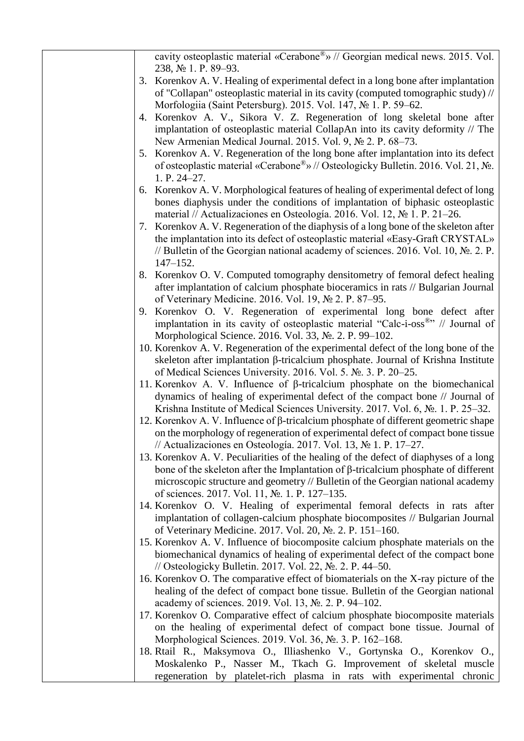| | cavity osteoplastic material «Cerabone®» // Georgian medical news. 2015. Vol. 238, № 1. P. 89–93.<br>3. Korenkov A. V. Healing of experimental defect in a long bone after implantation of "Collapan" osteoplastic material in its cavity (computed tomographic study) // Morfologiia (Saint Petersburg). 2015. Vol. 147, № 1. P. 59–62.<br>4. Korenkov A. V., Sikora V. Z. Regeneration of long skeletal bone after implantation of osteoplastic material CollapAn into its cavity deformity // The New Armenian Medical Journal. 2015. Vol. 9, № 2. P. 68–73.<br>5. Korenkov A. V. Regeneration of the long bone after implantation into its defect of osteoplastic material «Cerabone®» // Osteologicky Bulletin. 2016. Vol. 21, №. 1. P. 24–27.<br>6. Korenkov A. V. Morphological features of healing of experimental defect of long bones diaphysis under the conditions of implantation of biphasic osteoplastic material // Actualizaciones en Osteología. 2016. Vol. 12, № 1. P. 21–26.<br>7. Korenkov A. V. Regeneration of the diaphysis of a long bone of the skeleton after the implantation into its defect of osteoplastic material «Easy-Graft CRYSTAL» // Bulletin of the Georgian national academy of sciences. 2016. Vol. 10, №. 2. P. 147–152.<br>8. Korenkov O. V. Computed tomography densitometry of femoral defect healing after implantation of calcium phosphate bioceramics in rats // Bulgarian Journal of Veterinary Medicine. 2016. Vol. 19, № 2. P. 87–95.<br>9. Korenkov O. V. Regeneration of experimental long bone defect after implantation in its cavity of osteoplastic material "Calc-i-oss®" // Journal of Morphological Science. 2016. Vol. 33, №. 2. P. 99–102.<br>10. Korenkov A. V. Regeneration of the experimental defect of the long bone of the skeleton after implantation β-tricalcium phosphate. Journal of Krishna Institute of Medical Sciences University. 2016. Vol. 5. №. 3. P. 20–25.<br>11. Korenkov A. V. Influence of β-tricalcium phosphate on the biomechanical dynamics of healing of experimental defect of the compact bone // Journal of Krishna Institute of Medical Sciences University. 2017. Vol. 6, №. 1. P. 25–32.<br>12. Korenkov A. V. Influence of β-tricalcium phosphate of different geometric shape on the morphology of regeneration of experimental defect of compact bone tissue // Actualizaciones en Osteología. 2017. Vol. 13, № 1. P. 17–27.<br>13. Korenkov A. V. Peculiarities of the healing of the defect of diaphyses of a long bone of the skeleton after the Implantation of β-tricalcium phosphate of different microscopic structure and geometry // Bulletin of the Georgian national academy of sciences. 2017. Vol. 11, №. 1. P. 127–135.<br>14. Korenkov O. V. Healing of experimental femoral defects in rats after implantation of collagen-calcium phosphate biocomposites // Bulgarian Journal of Veterinary Medicine. 2017. Vol. 20, №. 2. P. 151–160.<br>15. Korenkov A. V. Influence of biocomposite calcium phosphate materials on the biomechanical dynamics of healing of experimental defect of the compact bone // Osteologicky Bulletin. 2017. Vol. 22, №. 2. P. 44–50.<br>16. Korenkov O. The comparative effect of biomaterials on the X-ray picture of the healing of the defect of compact bone tissue. Bulletin of the Georgian national academy of sciences. 2019. Vol. 13, №. 2. P. 94–102.<br>17. Korenkov O. Comparative effect of calcium phosphate biocomposite materials on the healing of experimental defect of compact bone tissue. Journal of Morphological Sciences. 2019. Vol. 36, №. 3. P. 162–168.<br>18. Rtail R., Maksymova O., Illiashenko V., Gortynska O., Korenkov O., Moskalenko P., Nasser M., Tkach G. Improvement of skeletal muscle regeneration by platelet-rich plasma in rats with experimental chronic |
|---|---|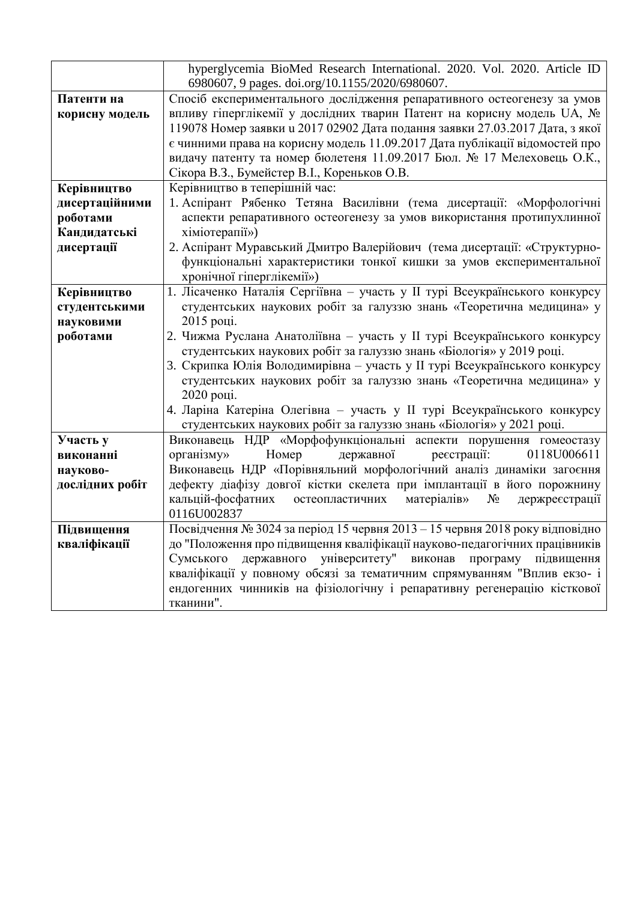| | |
|---|---|
| | hyperglycemia BioMed Research International. 2020. Vol. 2020. Article ID 6980607, 9 pages. doi.org/10.1155/2020/6980607. |
| **Патенти на корисну модель** | Спосіб експериментального дослідження репаративного остеогенезу за умов впливу гіперглікемії у дослідних тварин Патент на корисну модель UA, № 119078 Номер заявки u 2017 02902 Дата подання заявки 27.03.2017 Дата, з якої є чинними права на корисну модель 11.09.2017 Дата публікації відомостей про видачу патенту та номер бюлетеня 11.09.2017 Бюл. № 17 Мелеховець О.К., Сікора В.З., Бумейстер В.І., Кореньков О.В. |
| **Керівництво дисертаційними роботами Кандидатські дисертації** | Керівництво в теперішній час:<br>1. Аспірант Рябенко Тетяна Василівни (тема дисертації: «Морфологічні аспекти репаративного остеогенезу за умов використання протипухлинної хіміотерапії»)<br>2. Аспірант Муравський Дмитро Валерійович (тема дисертації: «Структурно-функціональні характеристики тонкої кишки за умов експериментальної хронічної гіперглікемії») |
| **Керівництво студентськими науковими роботами** | 1. Лісаченко Наталія Сергіївна – участь у ІІ турі Всеукраїнського конкурсу студентських наукових робіт за галуззю знань «Теоретична медицина» у 2015 році.<br>2. Чижма Руслана Анатоліївна – участь у ІІ турі Всеукраїнського конкурсу студентських наукових робіт за галуззю знань «Біологія» у 2019 році.<br>3. Скрипка Юлія Володимирівна – участь у ІІ турі Всеукраїнського конкурсу студентських наукових робіт за галуззю знань «Теоретична медицина» у 2020 році.<br>4. Ларіна Катеріна Олегівна – участь у ІІ турі Всеукраїнського конкурсу студентських наукових робіт за галуззю знань «Біологія» у 2021 році. |
| **Участь у виконанні науково-дослідних робіт** | Виконавець НДР «Морфофункціональні аспекти порушення гомеостазу організму» Номер державної реєстрації: 0118U006611<br>Виконавець НДР «Порівняльний морфологічний аналіз динаміки загоєння дефекту діафізу довгої кістки скелета при імплантації в його порожнину кальцій-фосфатних остеопластичних матеріалів» № держреєстрації 0116U002837 |
| **Підвищення кваліфікації** | Посвідчення № 3024 за період 15 червня 2013 – 15 червня 2018 року відповідно до "Положення про підвищення кваліфікації науково-педагогічних працівників Сумського державного університету" виконав програму підвищення кваліфікації у повному обсязі за тематичним спрямуванням "Вплив екзо- і ендогенних чинників на фізіологічну і репаративну регенерацію кісткової тканини". |